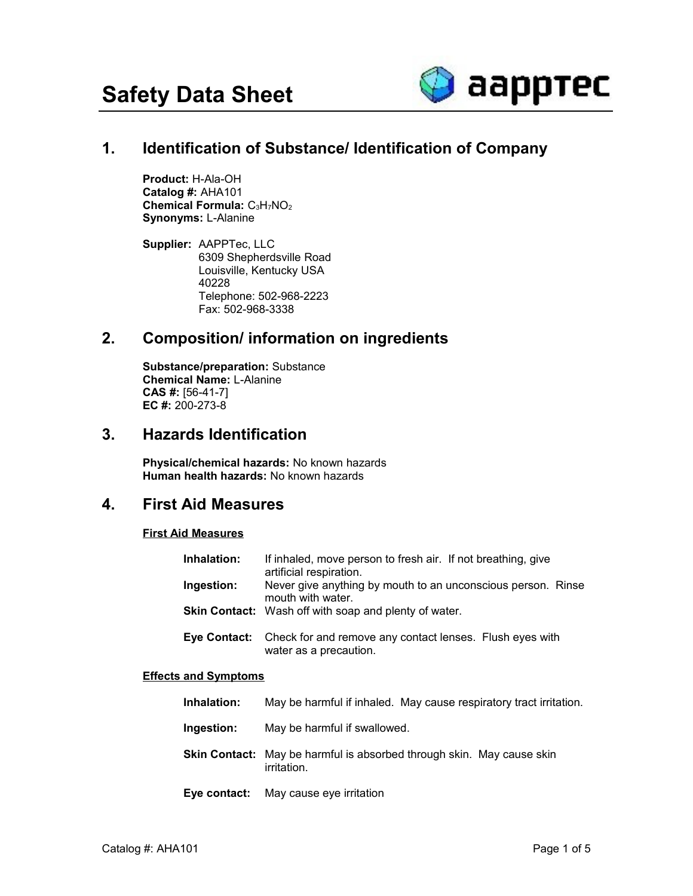# Safety Data Sheet

## 1. Identification of Substance/ Identification of Company

**Product:** H-Ala-OH
**Catalog #:** AHA101
**Chemical Formula:** $C_3H_7NO_2$
**Synonyms:** L-Alanine

**Supplier:** AAPPTec, LLC
6309 Shepherdsville Road
Louisville, Kentucky USA
40228
Telephone: 502-968-2223
Fax: 502-968-3338

## 2. Composition/ information on ingredients

**Substance/preparation:** Substance
**Chemical Name:** L-Alanine
**CAS #:** [56-41-7]
**EC #:** 200-273-8

## 3. Hazards Identification

**Physical/chemical hazards:** No known hazards
**Human health hazards:** No known hazards

## 4. First Aid Measures

### First Aid Measures

**Inhalation:** If inhaled, move person to fresh air. If not breathing, give artificial respiration.
**Ingestion:** Never give anything by mouth to an unconscious person. Rinse mouth with water.
**Skin Contact:** Wash off with soap and plenty of water.

**Eye Contact:** Check for and remove any contact lenses. Flush eyes with water as a precaution.

### Effects and Symptoms

**Inhalation:** May be harmful if inhaled. May cause respiratory tract irritation.

**Ingestion:** May be harmful if swallowed.

**Skin Contact:** May be harmful is absorbed through skin. May cause skin irritation.

**Eye contact:** May cause eye irritation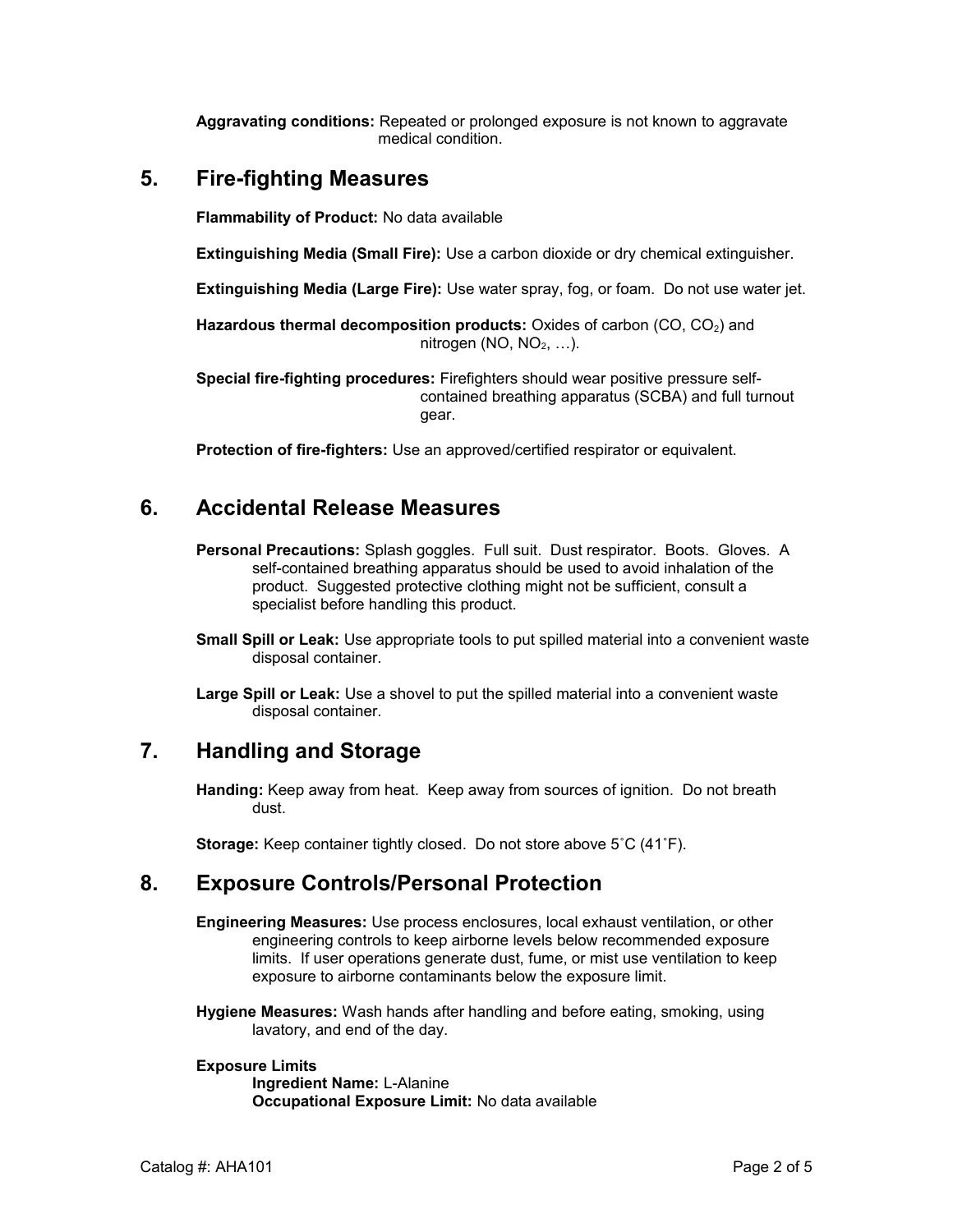**Aggravating conditions:** Repeated or prolonged exposure is not known to aggravate medical condition.

## 5. Fire-fighting Measures

**Flammability of Product:** No data available

**Extinguishing Media (Small Fire):** Use a carbon dioxide or dry chemical extinguisher.

**Extinguishing Media (Large Fire):** Use water spray, fog, or foam. Do not use water jet.

**Hazardous thermal decomposition products:** Oxides of carbon ($CO$, $CO_2$) and nitrogen ($NO$, $NO_2$, …).

**Special fire-fighting procedures:** Firefighters should wear positive pressure self-contained breathing apparatus (SCBA) and full turnout gear.

**Protection of fire-fighters:** Use an approved/certified respirator or equivalent.

## 6. Accidental Release Measures

**Personal Precautions:** Splash goggles. Full suit. Dust respirator. Boots. Gloves. A self-contained breathing apparatus should be used to avoid inhalation of the product. Suggested protective clothing might not be sufficient, consult a specialist before handling this product.

**Small Spill or Leak:** Use appropriate tools to put spilled material into a convenient waste disposal container.

**Large Spill or Leak:** Use a shovel to put the spilled material into a convenient waste disposal container.

## 7. Handling and Storage

**Handing:** Keep away from heat. Keep away from sources of ignition. Do not breath dust.

**Storage:** Keep container tightly closed. Do not store above 5˚C (41˚F).

## 8. Exposure Controls/Personal Protection

**Engineering Measures:** Use process enclosures, local exhaust ventilation, or other engineering controls to keep airborne levels below recommended exposure limits. If user operations generate dust, fume, or mist use ventilation to keep exposure to airborne contaminants below the exposure limit.

**Hygiene Measures:** Wash hands after handling and before eating, smoking, using lavatory, and end of the day.

**Exposure Limits**

**Ingredient Name:** L-Alanine
**Occupational Exposure Limit:** No data available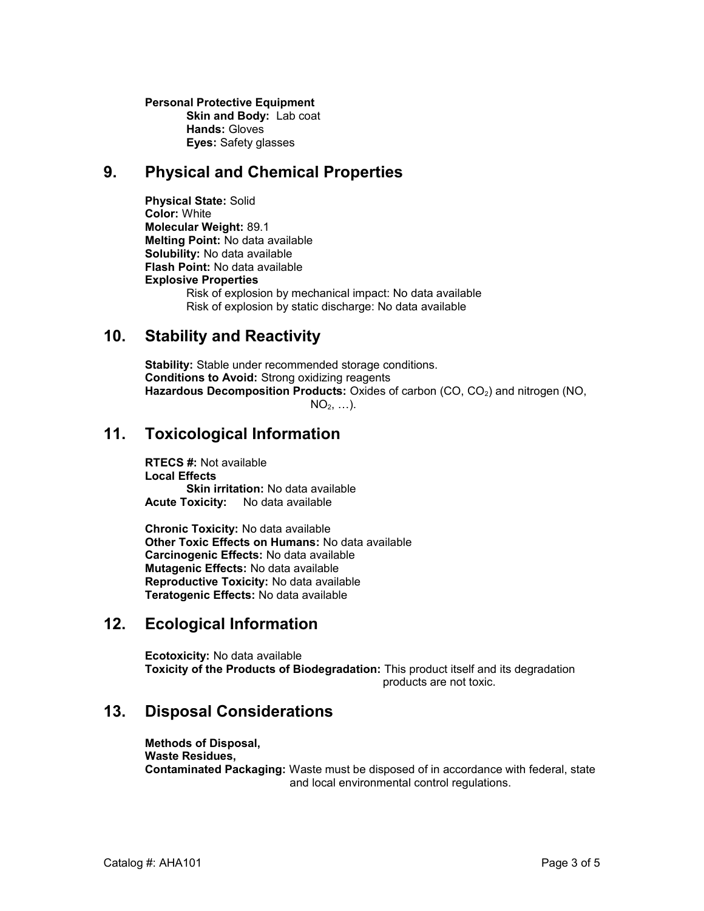**Personal Protective Equipment**

**Skin and Body:** Lab coat
**Hands:** Gloves
**Eyes:** Safety glasses

## 9. Physical and Chemical Properties

**Physical State:** Solid
**Color:** White
**Molecular Weight:** 89.1
**Melting Point:** No data available
**Solubility:** No data available
**Flash Point:** No data available
**Explosive Properties**

Risk of explosion by mechanical impact: No data available
Risk of explosion by static discharge: No data available

## 10. Stability and Reactivity

**Stability:** Stable under recommended storage conditions.
**Conditions to Avoid:** Strong oxidizing reagents
**Hazardous Decomposition Products:** Oxides of carbon ($CO$, $CO_2$) and nitrogen ($NO$, $NO_2$, …).

## 11. Toxicological Information

**RTECS #:** Not available
**Local Effects**

**Skin irritation:** No data available

**Acute Toxicity:** No data available

**Chronic Toxicity:** No data available
**Other Toxic Effects on Humans:** No data available
**Carcinogenic Effects:** No data available
**Mutagenic Effects:** No data available
**Reproductive Toxicity:** No data available
**Teratogenic Effects:** No data available

## 12. Ecological Information

**Ecotoxicity:** No data available
**Toxicity of the Products of Biodegradation:** This product itself and its degradation products are not toxic.

## 13. Disposal Considerations

**Methods of Disposal,**
**Waste Residues,**
**Contaminated Packaging:** Waste must be disposed of in accordance with federal, state and local environmental control regulations.

Catalog #: AHA101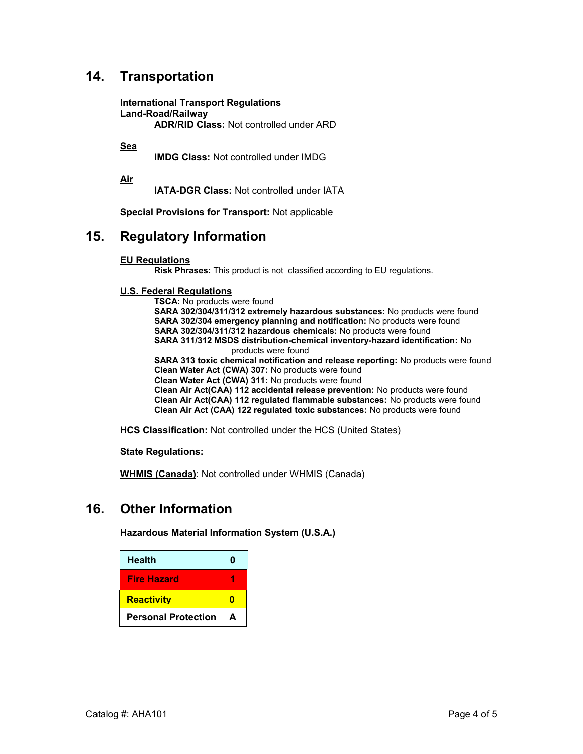## 14. Transportation

**International Transport Regulations**

**Land-Road/Railway**

**ADR/RID Class:** Not controlled under ARD

**Sea**

**IMDG Class:** Not controlled under IMDG

**Air**

**IATA-DGR Class:** Not controlled under IATA

**Special Provisions for Transport:** Not applicable

## 15. Regulatory Information

**EU Regulations**

**Risk Phrases:** This product is not classified according to EU regulations.

**U.S. Federal Regulations**

**TSCA:** No products were found
**SARA 302/304/311/312 extremely hazardous substances:** No products were found
**SARA 302/304 emergency planning and notification:** No products were found
**SARA 302/304/311/312 hazardous chemicals:** No products were found
**SARA 311/312 MSDS distribution-chemical inventory-hazard identification:** No products were found
**SARA 313 toxic chemical notification and release reporting:** No products were found
**Clean Water Act (CWA) 307:** No products were found
**Clean Water Act (CWA) 311:** No products were found
**Clean Air Act(CAA) 112 accidental release prevention:** No products were found
**Clean Air Act(CAA) 112 regulated flammable substances:** No products were found
**Clean Air Act (CAA) 122 regulated toxic substances:** No products were found

**HCS Classification:** Not controlled under the HCS (United States)

**State Regulations:**

**WHMIS (Canada)**: Not controlled under WHMIS (Canada)

## 16. Other Information

**Hazardous Material Information System (U.S.A.)**

| | |
|---|---|
| **Health** | **0** |
| **Fire Hazard** | **1** |
| **Reactivity** | **0** |
| **Personal Protection** | **A** |

Catalog #: AHA101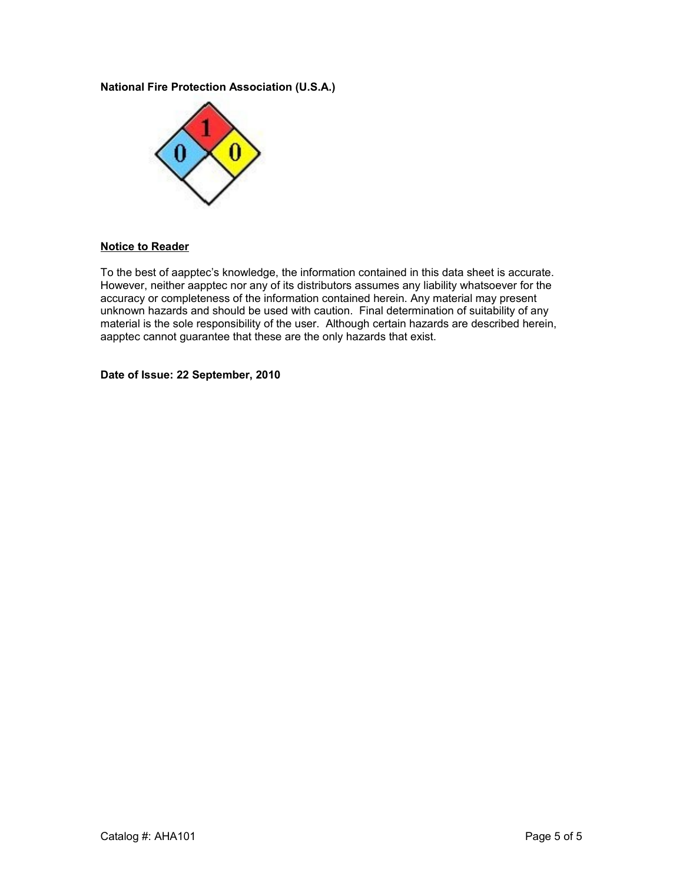**National Fire Protection Association (U.S.A.)**

1

0 0

**Notice to Reader**

To the best of aapptec's knowledge, the information contained in this data sheet is accurate. However, neither aapptec nor any of its distributors assumes any liability whatsoever for the accuracy or completeness of the information contained herein. Any material may present unknown hazards and should be used with caution. Final determination of suitability of any material is the sole responsibility of the user. Although certain hazards are described herein, aapptec cannot guarantee that these are the only hazards that exist.

**Date of Issue: 22 September, 2010**

Catalog #: AHA101